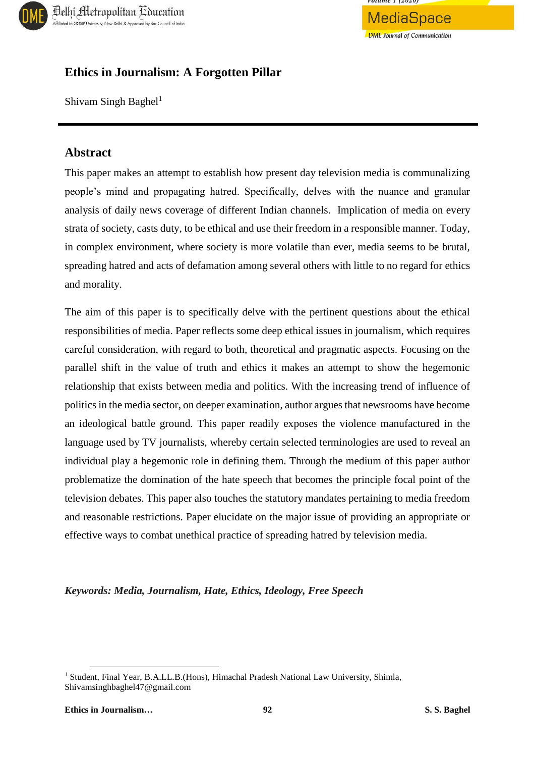# Ethics in Journalism: A Forgotten Pillar

Shivam Singh Baghel[1]

## Abstract

This paper makes an attempt to establish how present day television media is communalizing people's mind and propagating hatred. Specifically, delves with the nuance and granular analysis of daily news coverage of different Indian channels. Implication of media on every strata of society, casts duty, to be ethical and use their freedom in a responsible manner. Today, in complex environment, where society is more volatile than ever, media seems to be brutal, spreading hatred and acts of defamation among several others with little to no regard for ethics and morality.

The aim of this paper is to specifically delve with the pertinent questions about the ethical responsibilities of media. Paper reflects some deep ethical issues in journalism, which requires careful consideration, with regard to both, theoretical and pragmatic aspects. Focusing on the parallel shift in the value of truth and ethics it makes an attempt to show the hegemonic relationship that exists between media and politics. With the increasing trend of influence of politics in the media sector, on deeper examination, author argues that newsrooms have become an ideological battle ground. This paper readily exposes the violence manufactured in the language used by TV journalists, whereby certain selected terminologies are used to reveal an individual play a hegemonic role in defining them. Through the medium of this paper author problematize the domination of the hate speech that becomes the principle focal point of the television debates. This paper also touches the statutory mandates pertaining to media freedom and reasonable restrictions. Paper elucidate on the major issue of providing an appropriate or effective ways to combat unethical practice of spreading hatred by television media.

***Keywords: Media, Journalism, Hate, Ethics, Ideology, Free Speech***

[1] Student, Final Year, B.A.LL.B.(Hons), Himachal Pradesh National Law University, Shimla, Shivamsinghbaghel47@gmail.com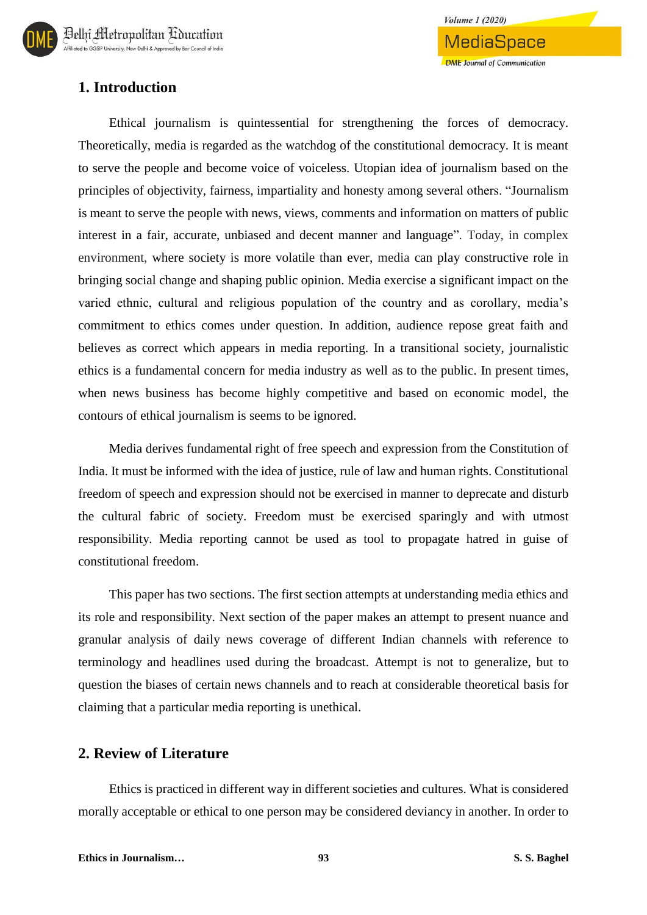## 1. Introduction

Ethical journalism is quintessential for strengthening the forces of democracy. Theoretically, media is regarded as the watchdog of the constitutional democracy. It is meant to serve the people and become voice of voiceless. Utopian idea of journalism based on the principles of objectivity, fairness, impartiality and honesty among several others. "Journalism is meant to serve the people with news, views, comments and information on matters of public interest in a fair, accurate, unbiased and decent manner and language". Today, in complex environment, where society is more volatile than ever, media can play constructive role in bringing social change and shaping public opinion. Media exercise a significant impact on the varied ethnic, cultural and religious population of the country and as corollary, media's commitment to ethics comes under question. In addition, audience repose great faith and believes as correct which appears in media reporting. In a transitional society, journalistic ethics is a fundamental concern for media industry as well as to the public. In present times, when news business has become highly competitive and based on economic model, the contours of ethical journalism is seems to be ignored.

Media derives fundamental right of free speech and expression from the Constitution of India. It must be informed with the idea of justice, rule of law and human rights. Constitutional freedom of speech and expression should not be exercised in manner to deprecate and disturb the cultural fabric of society. Freedom must be exercised sparingly and with utmost responsibility. Media reporting cannot be used as tool to propagate hatred in guise of constitutional freedom.

This paper has two sections. The first section attempts at understanding media ethics and its role and responsibility. Next section of the paper makes an attempt to present nuance and granular analysis of daily news coverage of different Indian channels with reference to terminology and headlines used during the broadcast. Attempt is not to generalize, but to question the biases of certain news channels and to reach at considerable theoretical basis for claiming that a particular media reporting is unethical.

## 2. Review of Literature

Ethics is practiced in different way in different societies and cultures. What is considered morally acceptable or ethical to one person may be considered deviancy in another. In order to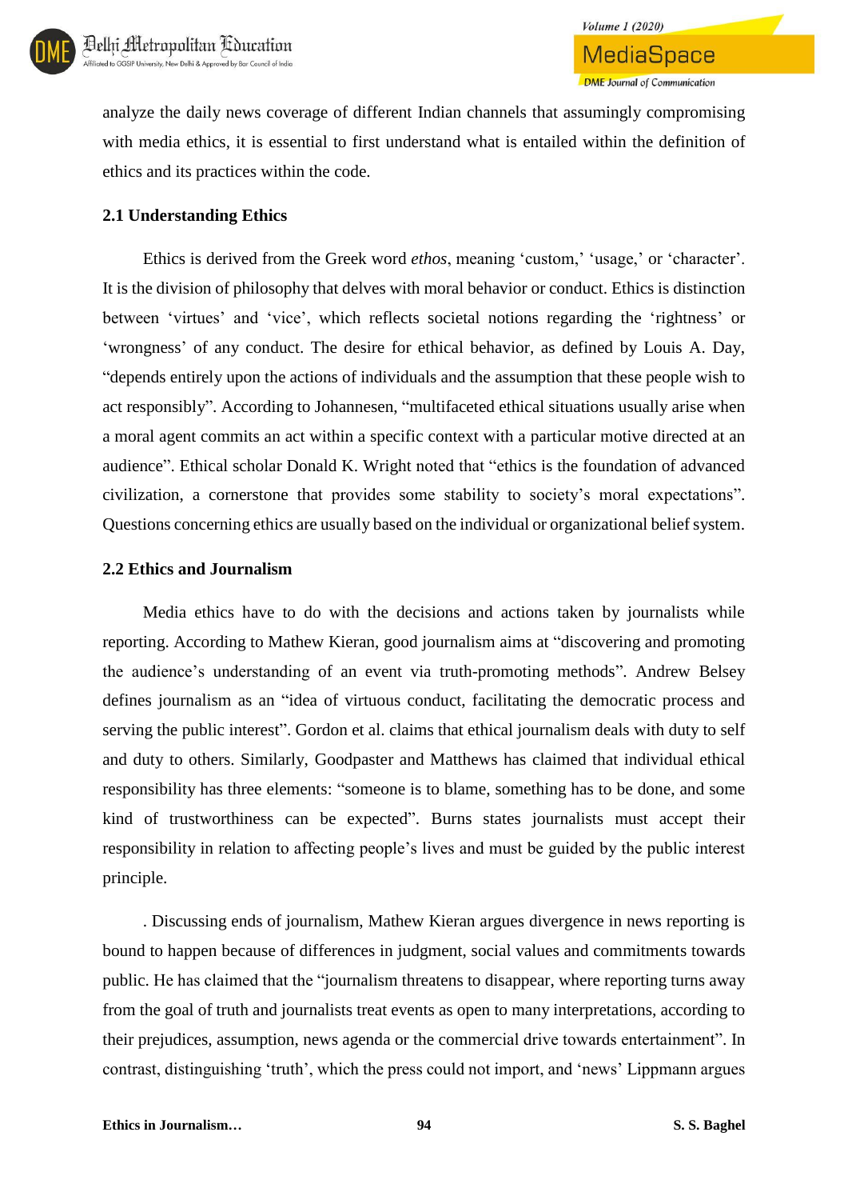analyze the daily news coverage of different Indian channels that assumingly compromising with media ethics, it is essential to first understand what is entailed within the definition of ethics and its practices within the code.

### 2.1 Understanding Ethics

Ethics is derived from the Greek word *ethos*, meaning 'custom,' 'usage,' or 'character'. It is the division of philosophy that delves with moral behavior or conduct. Ethics is distinction between 'virtues' and 'vice', which reflects societal notions regarding the 'rightness' or 'wrongness' of any conduct. The desire for ethical behavior, as defined by Louis A. Day, "depends entirely upon the actions of individuals and the assumption that these people wish to act responsibly". According to Johannesen, "multifaceted ethical situations usually arise when a moral agent commits an act within a specific context with a particular motive directed at an audience". Ethical scholar Donald K. Wright noted that "ethics is the foundation of advanced civilization, a cornerstone that provides some stability to society's moral expectations". Questions concerning ethics are usually based on the individual or organizational belief system.

### 2.2 Ethics and Journalism

Media ethics have to do with the decisions and actions taken by journalists while reporting. According to Mathew Kieran, good journalism aims at "discovering and promoting the audience's understanding of an event via truth-promoting methods". Andrew Belsey defines journalism as an "idea of virtuous conduct, facilitating the democratic process and serving the public interest". Gordon et al. claims that ethical journalism deals with duty to self and duty to others. Similarly, Goodpaster and Matthews has claimed that individual ethical responsibility has three elements: "someone is to blame, something has to be done, and some kind of trustworthiness can be expected". Burns states journalists must accept their responsibility in relation to affecting people's lives and must be guided by the public interest principle.

. Discussing ends of journalism, Mathew Kieran argues divergence in news reporting is bound to happen because of differences in judgment, social values and commitments towards public. He has claimed that the "journalism threatens to disappear, where reporting turns away from the goal of truth and journalists treat events as open to many interpretations, according to their prejudices, assumption, news agenda or the commercial drive towards entertainment". In contrast, distinguishing 'truth', which the press could not import, and 'news' Lippmann argues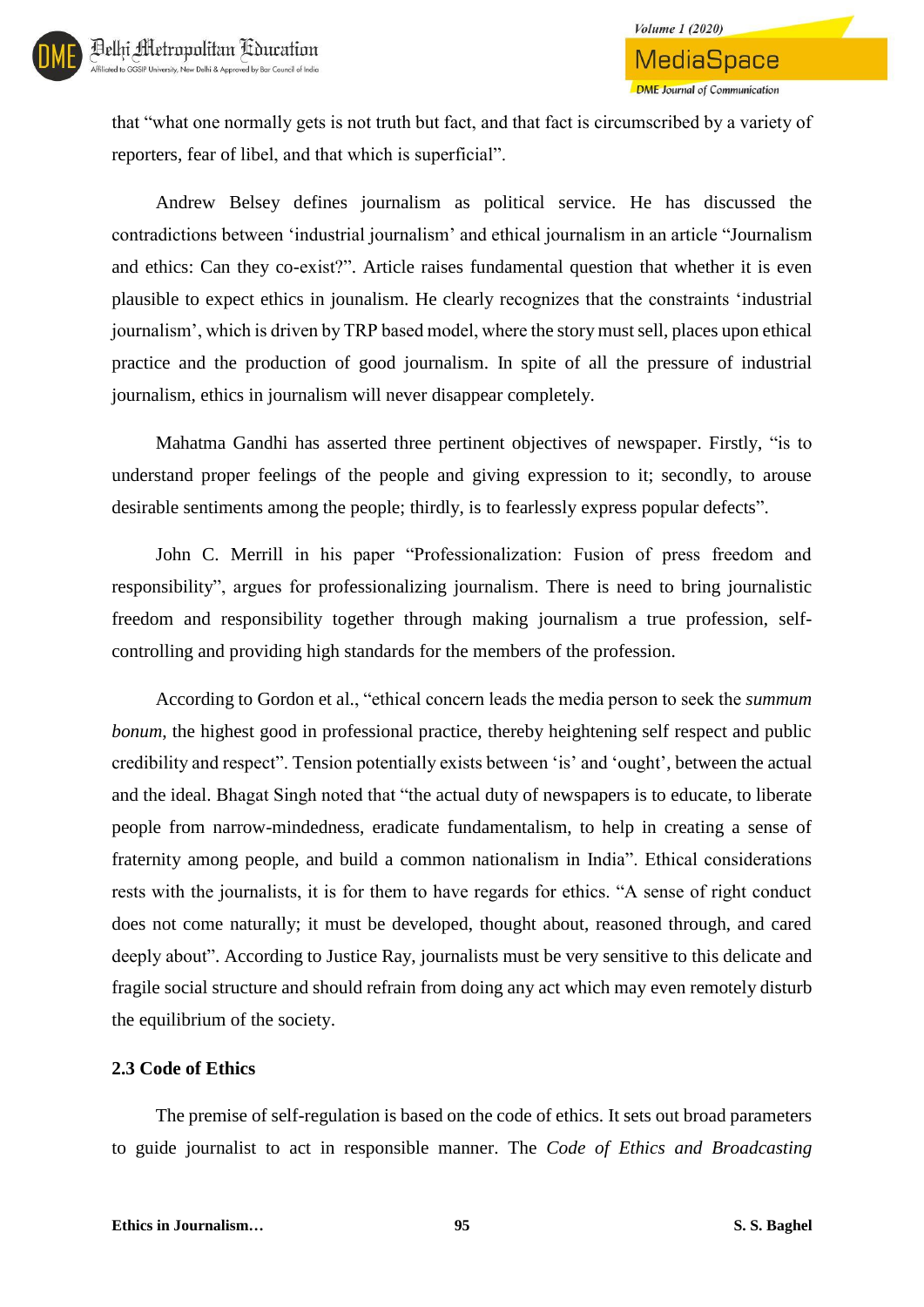that "what one normally gets is not truth but fact, and that fact is circumscribed by a variety of reporters, fear of libel, and that which is superficial".

Andrew Belsey defines journalism as political service. He has discussed the contradictions between 'industrial journalism' and ethical journalism in an article "Journalism and ethics: Can they co-exist?". Article raises fundamental question that whether it is even plausible to expect ethics in jounalism. He clearly recognizes that the constraints 'industrial journalism', which is driven by TRP based model, where the story must sell, places upon ethical practice and the production of good journalism. In spite of all the pressure of industrial journalism, ethics in journalism will never disappear completely.

Mahatma Gandhi has asserted three pertinent objectives of newspaper. Firstly, "is to understand proper feelings of the people and giving expression to it; secondly, to arouse desirable sentiments among the people; thirdly, is to fearlessly express popular defects".

John C. Merrill in his paper "Professionalization: Fusion of press freedom and responsibility", argues for professionalizing journalism. There is need to bring journalistic freedom and responsibility together through making journalism a true profession, self-controlling and providing high standards for the members of the profession.

According to Gordon et al., "ethical concern leads the media person to seek the *summum bonum*, the highest good in professional practice, thereby heightening self respect and public credibility and respect". Tension potentially exists between 'is' and 'ought', between the actual and the ideal. Bhagat Singh noted that "the actual duty of newspapers is to educate, to liberate people from narrow-mindedness, eradicate fundamentalism, to help in creating a sense of fraternity among people, and build a common nationalism in India". Ethical considerations rests with the journalists, it is for them to have regards for ethics. "A sense of right conduct does not come naturally; it must be developed, thought about, reasoned through, and cared deeply about". According to Justice Ray, journalists must be very sensitive to this delicate and fragile social structure and should refrain from doing any act which may even remotely disturb the equilibrium of the society.

### 2.3 Code of Ethics

The premise of self-regulation is based on the code of ethics. It sets out broad parameters to guide journalist to act in responsible manner. The *Code of Ethics and Broadcasting*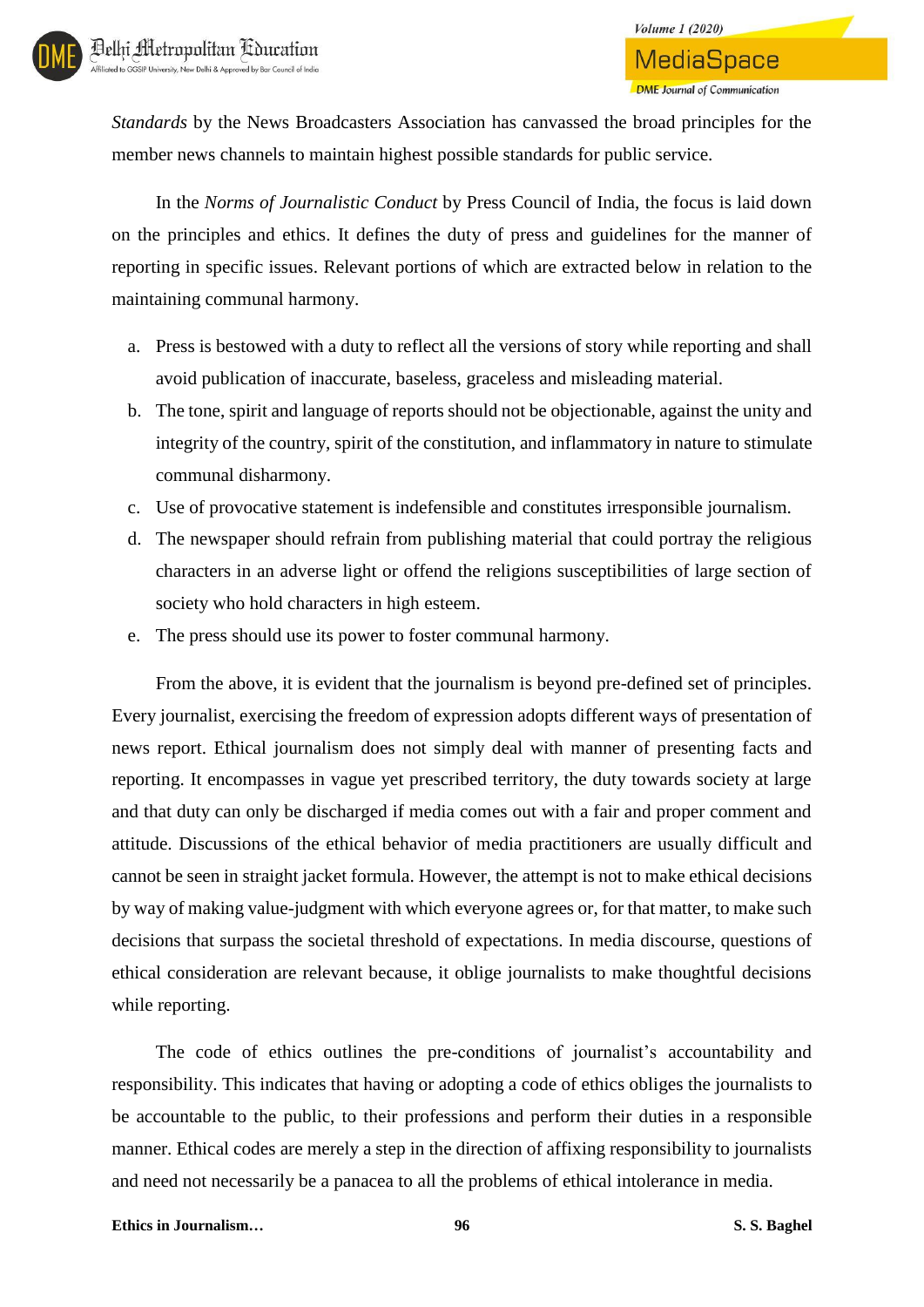*Standards* by the News Broadcasters Association has canvassed the broad principles for the member news channels to maintain highest possible standards for public service.

In the *Norms of Journalistic Conduct* by Press Council of India, the focus is laid down on the principles and ethics. It defines the duty of press and guidelines for the manner of reporting in specific issues. Relevant portions of which are extracted below in relation to the maintaining communal harmony.

a. Press is bestowed with a duty to reflect all the versions of story while reporting and shall avoid publication of inaccurate, baseless, graceless and misleading material.
b. The tone, spirit and language of reports should not be objectionable, against the unity and integrity of the country, spirit of the constitution, and inflammatory in nature to stimulate communal disharmony.
c. Use of provocative statement is indefensible and constitutes irresponsible journalism.
d. The newspaper should refrain from publishing material that could portray the religious characters in an adverse light or offend the religions susceptibilities of large section of society who hold characters in high esteem.
e. The press should use its power to foster communal harmony.

From the above, it is evident that the journalism is beyond pre-defined set of principles. Every journalist, exercising the freedom of expression adopts different ways of presentation of news report. Ethical journalism does not simply deal with manner of presenting facts and reporting. It encompasses in vague yet prescribed territory, the duty towards society at large and that duty can only be discharged if media comes out with a fair and proper comment and attitude. Discussions of the ethical behavior of media practitioners are usually difficult and cannot be seen in straight jacket formula. However, the attempt is not to make ethical decisions by way of making value-judgment with which everyone agrees or, for that matter, to make such decisions that surpass the societal threshold of expectations. In media discourse, questions of ethical consideration are relevant because, it oblige journalists to make thoughtful decisions while reporting.

The code of ethics outlines the pre-conditions of journalist's accountability and responsibility. This indicates that having or adopting a code of ethics obliges the journalists to be accountable to the public, to their professions and perform their duties in a responsible manner. Ethical codes are merely a step in the direction of affixing responsibility to journalists and need not necessarily be a panacea to all the problems of ethical intolerance in media.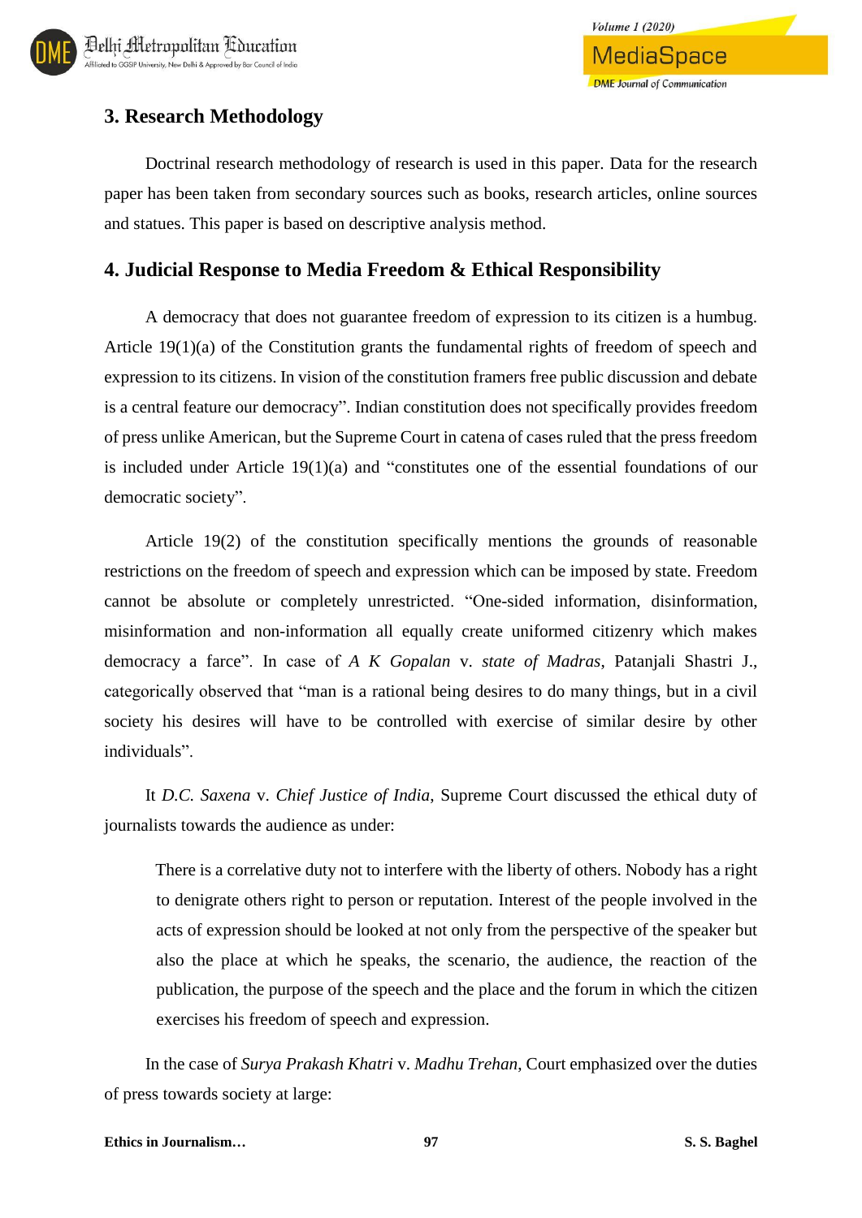## 3. Research Methodology

Doctrinal research methodology of research is used in this paper. Data for the research paper has been taken from secondary sources such as books, research articles, online sources and statues. This paper is based on descriptive analysis method.

## 4. Judicial Response to Media Freedom & Ethical Responsibility

A democracy that does not guarantee freedom of expression to its citizen is a humbug. Article 19(1)(a) of the Constitution grants the fundamental rights of freedom of speech and expression to its citizens. In vision of the constitution framers free public discussion and debate is a central feature our democracy". Indian constitution does not specifically provides freedom of press unlike American, but the Supreme Court in catena of cases ruled that the press freedom is included under Article 19(1)(a) and "constitutes one of the essential foundations of our democratic society".

Article 19(2) of the constitution specifically mentions the grounds of reasonable restrictions on the freedom of speech and expression which can be imposed by state. Freedom cannot be absolute or completely unrestricted. "One-sided information, disinformation, misinformation and non-information all equally create uniformed citizenry which makes democracy a farce". In case of *A K Gopalan* v. *state of Madras*, Patanjali Shastri J., categorically observed that "man is a rational being desires to do many things, but in a civil society his desires will have to be controlled with exercise of similar desire by other individuals".

It *D.C. Saxena* v. *Chief Justice of India*, Supreme Court discussed the ethical duty of journalists towards the audience as under:

> There is a correlative duty not to interfere with the liberty of others. Nobody has a right to denigrate others right to person or reputation. Interest of the people involved in the acts of expression should be looked at not only from the perspective of the speaker but also the place at which he speaks, the scenario, the audience, the reaction of the publication, the purpose of the speech and the place and the forum in which the citizen exercises his freedom of speech and expression.

In the case of *Surya Prakash Khatri* v. *Madhu Trehan*, Court emphasized over the duties of press towards society at large: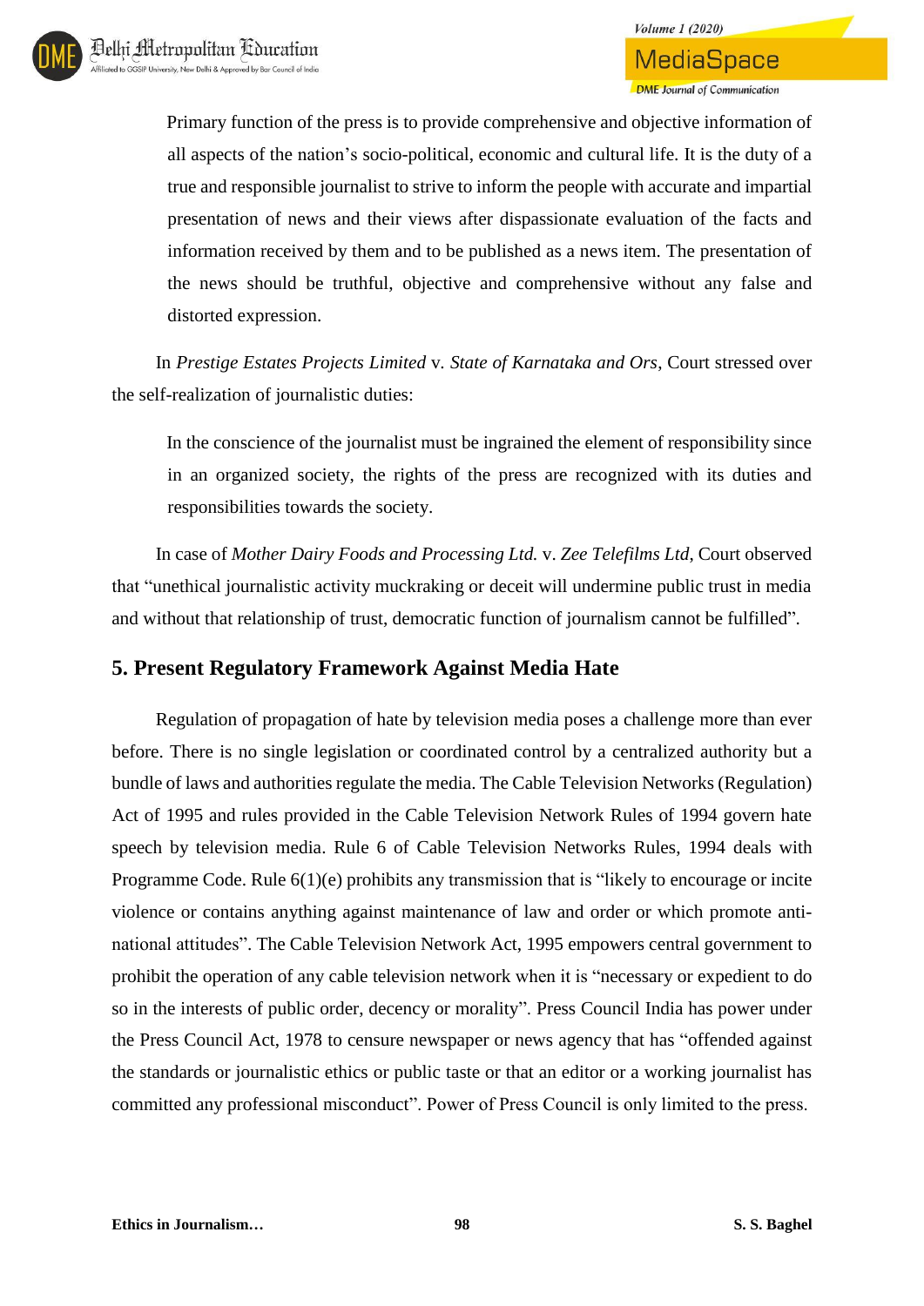> Primary function of the press is to provide comprehensive and objective information of all aspects of the nation's socio-political, economic and cultural life. It is the duty of a true and responsible journalist to strive to inform the people with accurate and impartial presentation of news and their views after dispassionate evaluation of the facts and information received by them and to be published as a news item. The presentation of the news should be truthful, objective and comprehensive without any false and distorted expression.

In *Prestige Estates Projects Limited* v. *State of Karnataka and Ors*, Court stressed over the self-realization of journalistic duties:

> In the conscience of the journalist must be ingrained the element of responsibility since in an organized society, the rights of the press are recognized with its duties and responsibilities towards the society.

In case of *Mother Dairy Foods and Processing Ltd.* v. *Zee Telefilms Ltd*, Court observed that "unethical journalistic activity muckraking or deceit will undermine public trust in media and without that relationship of trust, democratic function of journalism cannot be fulfilled".

## 5. Present Regulatory Framework Against Media Hate

Regulation of propagation of hate by television media poses a challenge more than ever before. There is no single legislation or coordinated control by a centralized authority but a bundle of laws and authorities regulate the media. The Cable Television Networks (Regulation) Act of 1995 and rules provided in the Cable Television Network Rules of 1994 govern hate speech by television media. Rule 6 of Cable Television Networks Rules, 1994 deals with Programme Code. Rule 6(1)(e) prohibits any transmission that is "likely to encourage or incite violence or contains anything against maintenance of law and order or which promote anti-national attitudes". The Cable Television Network Act, 1995 empowers central government to prohibit the operation of any cable television network when it is "necessary or expedient to do so in the interests of public order, decency or morality". Press Council India has power under the Press Council Act, 1978 to censure newspaper or news agency that has "offended against the standards or journalistic ethics or public taste or that an editor or a working journalist has committed any professional misconduct". Power of Press Council is only limited to the press.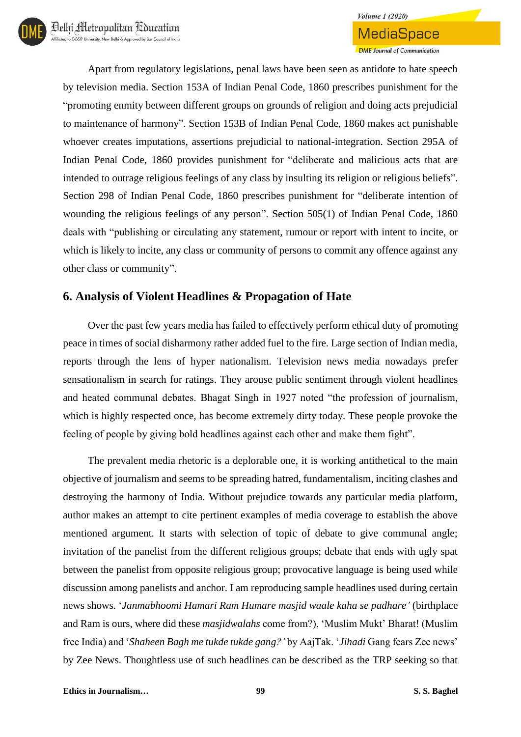Apart from regulatory legislations, penal laws have been seen as antidote to hate speech by television media. Section 153A of Indian Penal Code, 1860 prescribes punishment for the "promoting enmity between different groups on grounds of religion and doing acts prejudicial to maintenance of harmony". Section 153B of Indian Penal Code, 1860 makes act punishable whoever creates imputations, assertions prejudicial to national-integration. Section 295A of Indian Penal Code, 1860 provides punishment for "deliberate and malicious acts that are intended to outrage religious feelings of any class by insulting its religion or religious beliefs". Section 298 of Indian Penal Code, 1860 prescribes punishment for "deliberate intention of wounding the religious feelings of any person". Section 505(1) of Indian Penal Code, 1860 deals with "publishing or circulating any statement, rumour or report with intent to incite, or which is likely to incite, any class or community of persons to commit any offence against any other class or community".

## 6. Analysis of Violent Headlines & Propagation of Hate

Over the past few years media has failed to effectively perform ethical duty of promoting peace in times of social disharmony rather added fuel to the fire. Large section of Indian media, reports through the lens of hyper nationalism. Television news media nowadays prefer sensationalism in search for ratings. They arouse public sentiment through violent headlines and heated communal debates. Bhagat Singh in 1927 noted "the profession of journalism, which is highly respected once, has become extremely dirty today. These people provoke the feeling of people by giving bold headlines against each other and make them fight".

The prevalent media rhetoric is a deplorable one, it is working antithetical to the main objective of journalism and seems to be spreading hatred, fundamentalism, inciting clashes and destroying the harmony of India. Without prejudice towards any particular media platform, author makes an attempt to cite pertinent examples of media coverage to establish the above mentioned argument. It starts with selection of topic of debate to give communal angle; invitation of the panelist from the different religious groups; debate that ends with ugly spat between the panelist from opposite religious group; provocative language is being used while discussion among panelists and anchor. I am reproducing sample headlines used during certain news shows. '*Janmabhoomi Hamari Ram Humare masjid waale kaha se padhare'* (birthplace and Ram is ours, where did these *masjidwalahs* come from?), 'Muslim Mukt' Bharat! (Muslim free India) and '*Shaheen Bagh me tukde tukde gang?'* by AajTak. '*Jihadi* Gang fears Zee news' by Zee News. Thoughtless use of such headlines can be described as the TRP seeking so that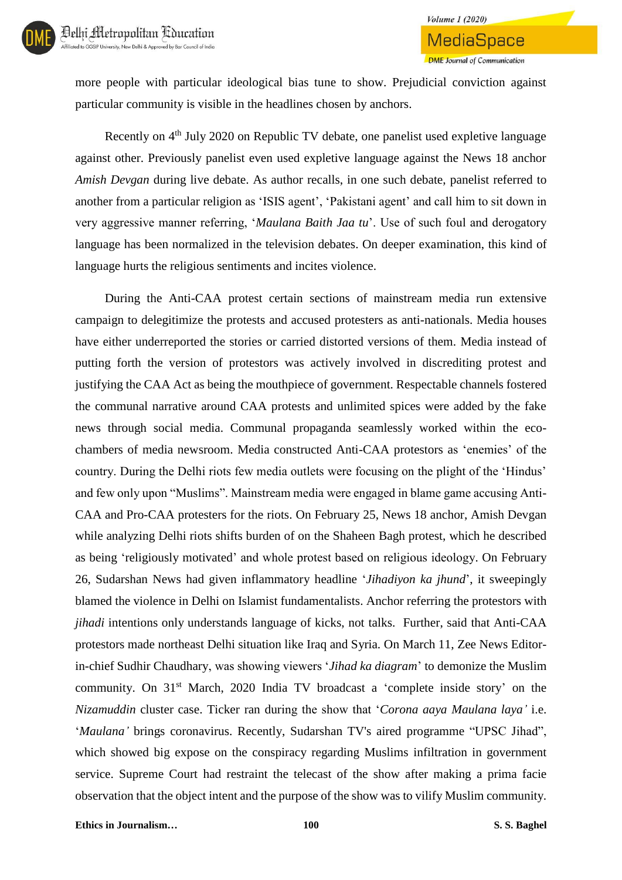more people with particular ideological bias tune to show. Prejudicial conviction against particular community is visible in the headlines chosen by anchors.

Recently on 4th July 2020 on Republic TV debate, one panelist used expletive language against other. Previously panelist even used expletive language against the News 18 anchor *Amish Devgan* during live debate. As author recalls, in one such debate, panelist referred to another from a particular religion as 'ISIS agent', 'Pakistani agent' and call him to sit down in very aggressive manner referring, '*Maulana Baith Jaa tu*'. Use of such foul and derogatory language has been normalized in the television debates. On deeper examination, this kind of language hurts the religious sentiments and incites violence.

During the Anti-CAA protest certain sections of mainstream media run extensive campaign to delegitimize the protests and accused protesters as anti-nationals. Media houses have either underreported the stories or carried distorted versions of them. Media instead of putting forth the version of protestors was actively involved in discrediting protest and justifying the CAA Act as being the mouthpiece of government. Respectable channels fostered the communal narrative around CAA protests and unlimited spices were added by the fake news through social media. Communal propaganda seamlessly worked within the eco-chambers of media newsroom. Media constructed Anti-CAA protestors as 'enemies' of the country. During the Delhi riots few media outlets were focusing on the plight of the 'Hindus' and few only upon "Muslims". Mainstream media were engaged in blame game accusing Anti-CAA and Pro-CAA protesters for the riots. On February 25, News 18 anchor, Amish Devgan while analyzing Delhi riots shifts burden of on the Shaheen Bagh protest, which he described as being 'religiously motivated' and whole protest based on religious ideology. On February 26, Sudarshan News had given inflammatory headline '*Jihadiyon ka jhund*', it sweepingly blamed the violence in Delhi on Islamist fundamentalists. Anchor referring the protestors with *jihadi* intentions only understands language of kicks, not talks. Further, said that Anti-CAA protestors made northeast Delhi situation like Iraq and Syria. On March 11, Zee News Editor-in-chief Sudhir Chaudhary, was showing viewers '*Jihad ka diagram*' to demonize the Muslim community. On 31st March, 2020 India TV broadcast a 'complete inside story' on the *Nizamuddin* cluster case. Ticker ran during the show that '*Corona aaya Maulana laya'* i.e. '*Maulana'* brings coronavirus. Recently, Sudarshan TV's aired programme "UPSC Jihad", which showed big expose on the conspiracy regarding Muslims infiltration in government service. Supreme Court had restraint the telecast of the show after making a prima facie observation that the object intent and the purpose of the show was to vilify Muslim community.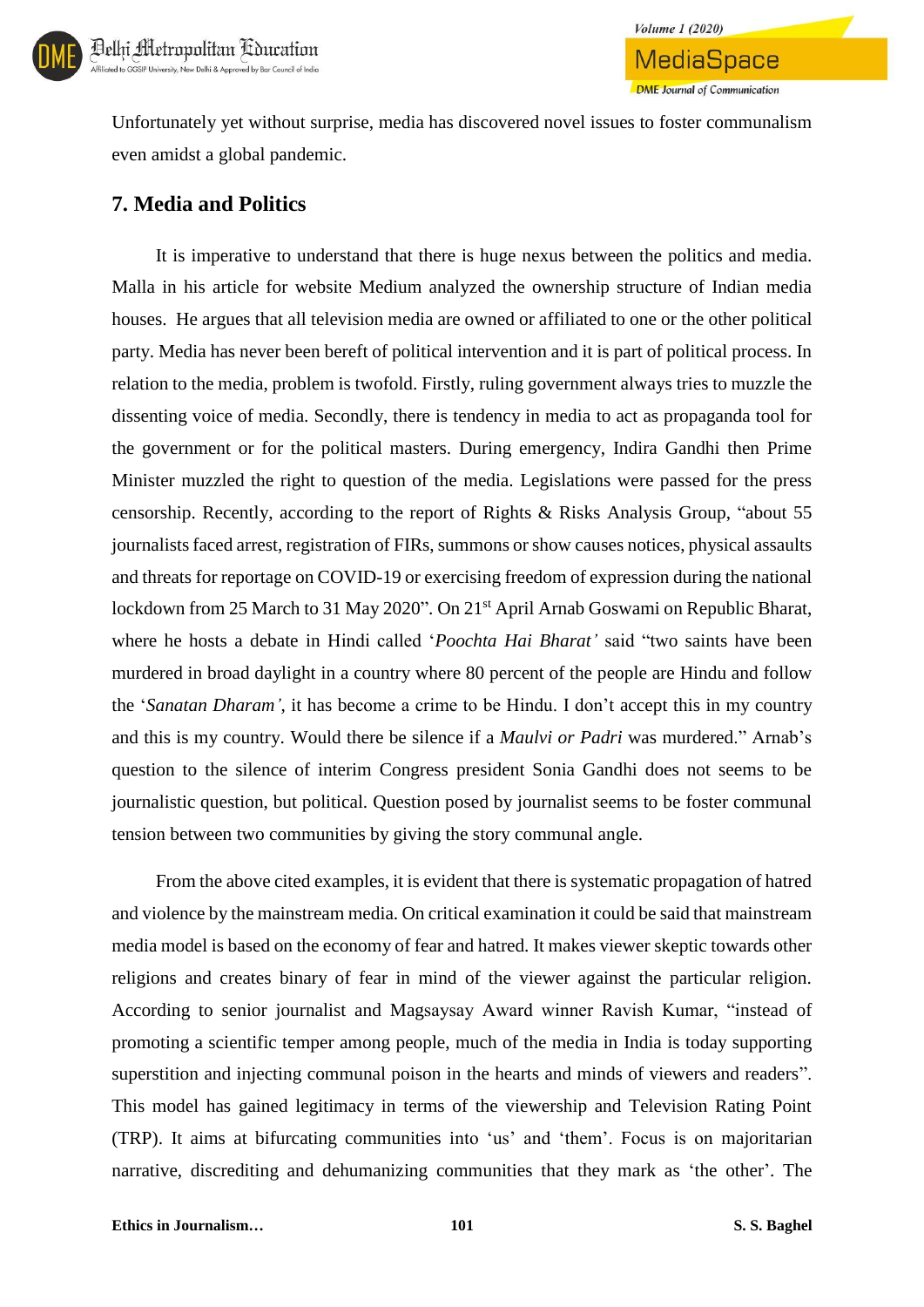Unfortunately yet without surprise, media has discovered novel issues to foster communalism even amidst a global pandemic.

## 7. Media and Politics

It is imperative to understand that there is huge nexus between the politics and media. Malla in his article for website Medium analyzed the ownership structure of Indian media houses. He argues that all television media are owned or affiliated to one or the other political party. Media has never been bereft of political intervention and it is part of political process. In relation to the media, problem is twofold. Firstly, ruling government always tries to muzzle the dissenting voice of media. Secondly, there is tendency in media to act as propaganda tool for the government or for the political masters. During emergency, Indira Gandhi then Prime Minister muzzled the right to question of the media. Legislations were passed for the press censorship. Recently, according to the report of Rights & Risks Analysis Group, "about 55 journalists faced arrest, registration of FIRs, summons or show causes notices, physical assaults and threats for reportage on COVID-19 or exercising freedom of expression during the national lockdown from 25 March to 31 May 2020". On 21st April Arnab Goswami on Republic Bharat, where he hosts a debate in Hindi called '*Poochta Hai Bharat'* said "two saints have been murdered in broad daylight in a country where 80 percent of the people are Hindu and follow the '*Sanatan Dharam'*, it has become a crime to be Hindu. I don't accept this in my country and this is my country. Would there be silence if a *Maulvi or Padri* was murdered." Arnab's question to the silence of interim Congress president Sonia Gandhi does not seems to be journalistic question, but political. Question posed by journalist seems to be foster communal tension between two communities by giving the story communal angle.

From the above cited examples, it is evident that there is systematic propagation of hatred and violence by the mainstream media. On critical examination it could be said that mainstream media model is based on the economy of fear and hatred. It makes viewer skeptic towards other religions and creates binary of fear in mind of the viewer against the particular religion. According to senior journalist and Magsaysay Award winner Ravish Kumar, "instead of promoting a scientific temper among people, much of the media in India is today supporting superstition and injecting communal poison in the hearts and minds of viewers and readers". This model has gained legitimacy in terms of the viewership and Television Rating Point (TRP). It aims at bifurcating communities into 'us' and 'them'. Focus is on majoritarian narrative, discrediting and dehumanizing communities that they mark as 'the other'. The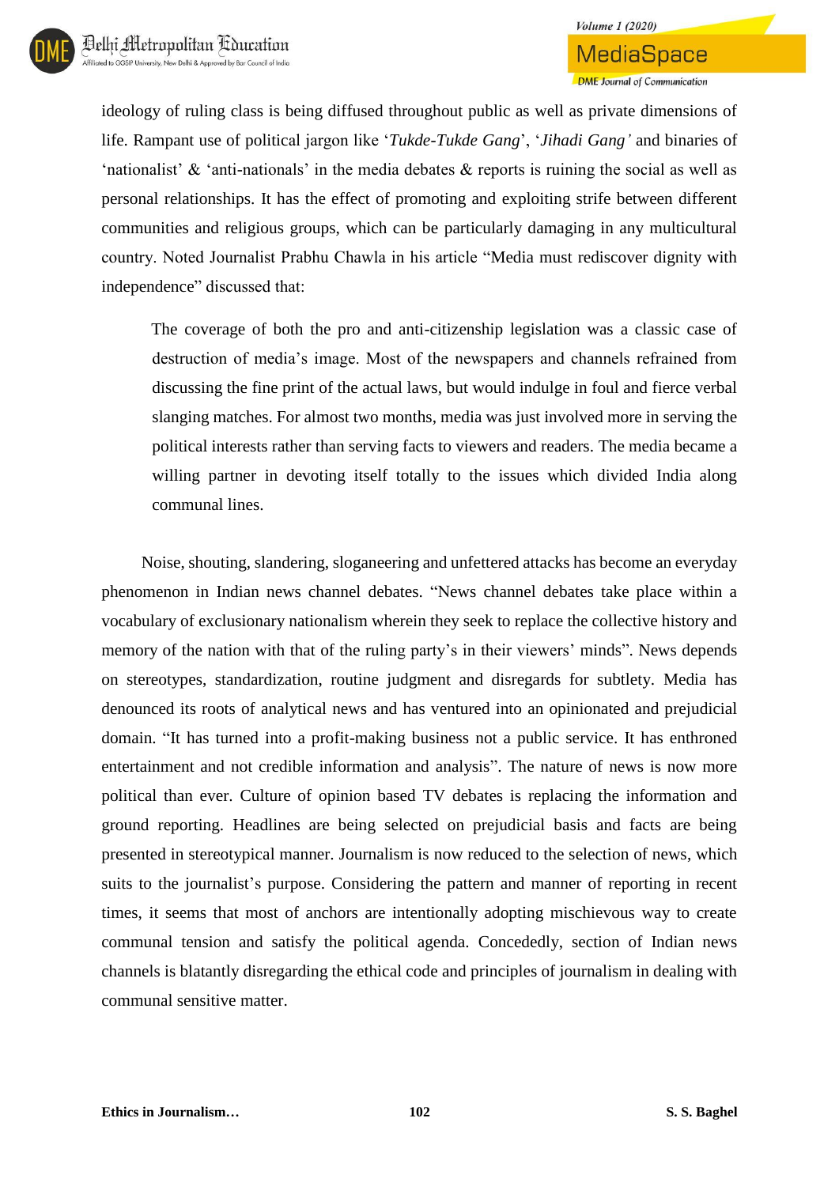ideology of ruling class is being diffused throughout public as well as private dimensions of life. Rampant use of political jargon like '*Tukde-Tukde Gang*', '*Jihadi Gang'* and binaries of 'nationalist' & 'anti-nationals' in the media debates & reports is ruining the social as well as personal relationships. It has the effect of promoting and exploiting strife between different communities and religious groups, which can be particularly damaging in any multicultural country. Noted Journalist Prabhu Chawla in his article "Media must rediscover dignity with independence" discussed that:

> The coverage of both the pro and anti-citizenship legislation was a classic case of destruction of media's image. Most of the newspapers and channels refrained from discussing the fine print of the actual laws, but would indulge in foul and fierce verbal slanging matches. For almost two months, media was just involved more in serving the political interests rather than serving facts to viewers and readers. The media became a willing partner in devoting itself totally to the issues which divided India along communal lines.

Noise, shouting, slandering, sloganeering and unfettered attacks has become an everyday phenomenon in Indian news channel debates. "News channel debates take place within a vocabulary of exclusionary nationalism wherein they seek to replace the collective history and memory of the nation with that of the ruling party's in their viewers' minds". News depends on stereotypes, standardization, routine judgment and disregards for subtlety. Media has denounced its roots of analytical news and has ventured into an opinionated and prejudicial domain. "It has turned into a profit-making business not a public service. It has enthroned entertainment and not credible information and analysis". The nature of news is now more political than ever. Culture of opinion based TV debates is replacing the information and ground reporting. Headlines are being selected on prejudicial basis and facts are being presented in stereotypical manner. Journalism is now reduced to the selection of news, which suits to the journalist's purpose. Considering the pattern and manner of reporting in recent times, it seems that most of anchors are intentionally adopting mischievous way to create communal tension and satisfy the political agenda. Concededly, section of Indian news channels is blatantly disregarding the ethical code and principles of journalism in dealing with communal sensitive matter.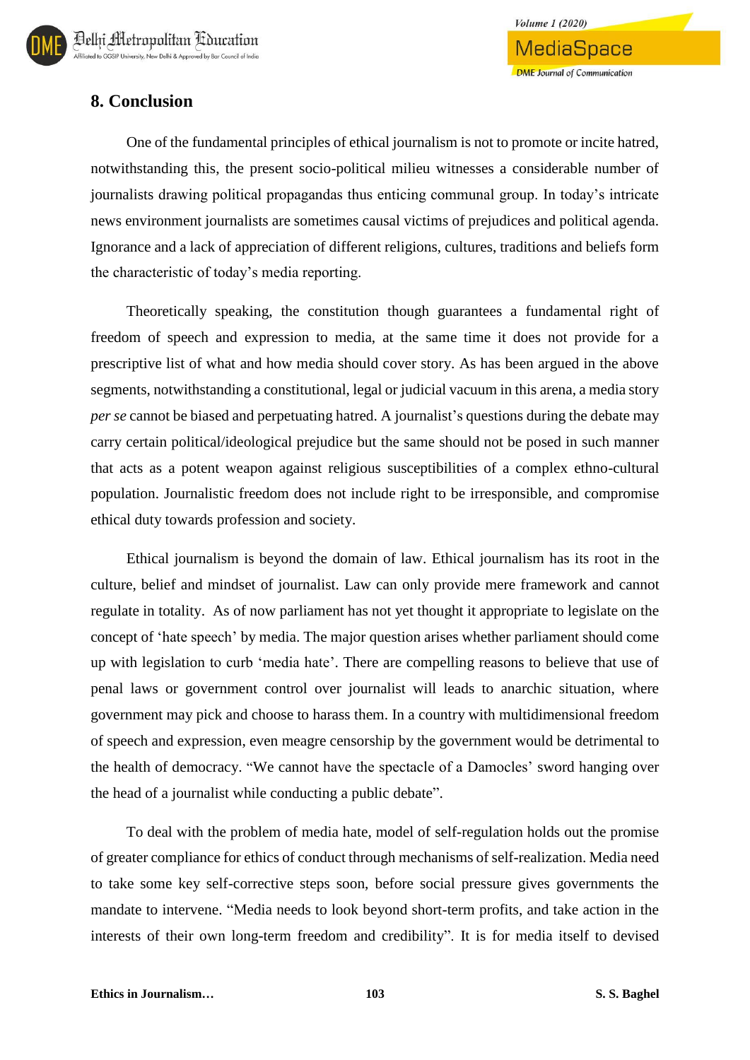## 8. Conclusion

One of the fundamental principles of ethical journalism is not to promote or incite hatred, notwithstanding this, the present socio-political milieu witnesses a considerable number of journalists drawing political propagandas thus enticing communal group. In today's intricate news environment journalists are sometimes causal victims of prejudices and political agenda. Ignorance and a lack of appreciation of different religions, cultures, traditions and beliefs form the characteristic of today's media reporting.

Theoretically speaking, the constitution though guarantees a fundamental right of freedom of speech and expression to media, at the same time it does not provide for a prescriptive list of what and how media should cover story. As has been argued in the above segments, notwithstanding a constitutional, legal or judicial vacuum in this arena, a media story *per se* cannot be biased and perpetuating hatred. A journalist's questions during the debate may carry certain political/ideological prejudice but the same should not be posed in such manner that acts as a potent weapon against religious susceptibilities of a complex ethno-cultural population. Journalistic freedom does not include right to be irresponsible, and compromise ethical duty towards profession and society.

Ethical journalism is beyond the domain of law. Ethical journalism has its root in the culture, belief and mindset of journalist. Law can only provide mere framework and cannot regulate in totality. As of now parliament has not yet thought it appropriate to legislate on the concept of 'hate speech' by media. The major question arises whether parliament should come up with legislation to curb 'media hate'. There are compelling reasons to believe that use of penal laws or government control over journalist will leads to anarchic situation, where government may pick and choose to harass them. In a country with multidimensional freedom of speech and expression, even meagre censorship by the government would be detrimental to the health of democracy. "We cannot have the spectacle of a Damocles' sword hanging over the head of a journalist while conducting a public debate".

To deal with the problem of media hate, model of self-regulation holds out the promise of greater compliance for ethics of conduct through mechanisms of self-realization. Media need to take some key self-corrective steps soon, before social pressure gives governments the mandate to intervene. "Media needs to look beyond short-term profits, and take action in the interests of their own long-term freedom and credibility". It is for media itself to devised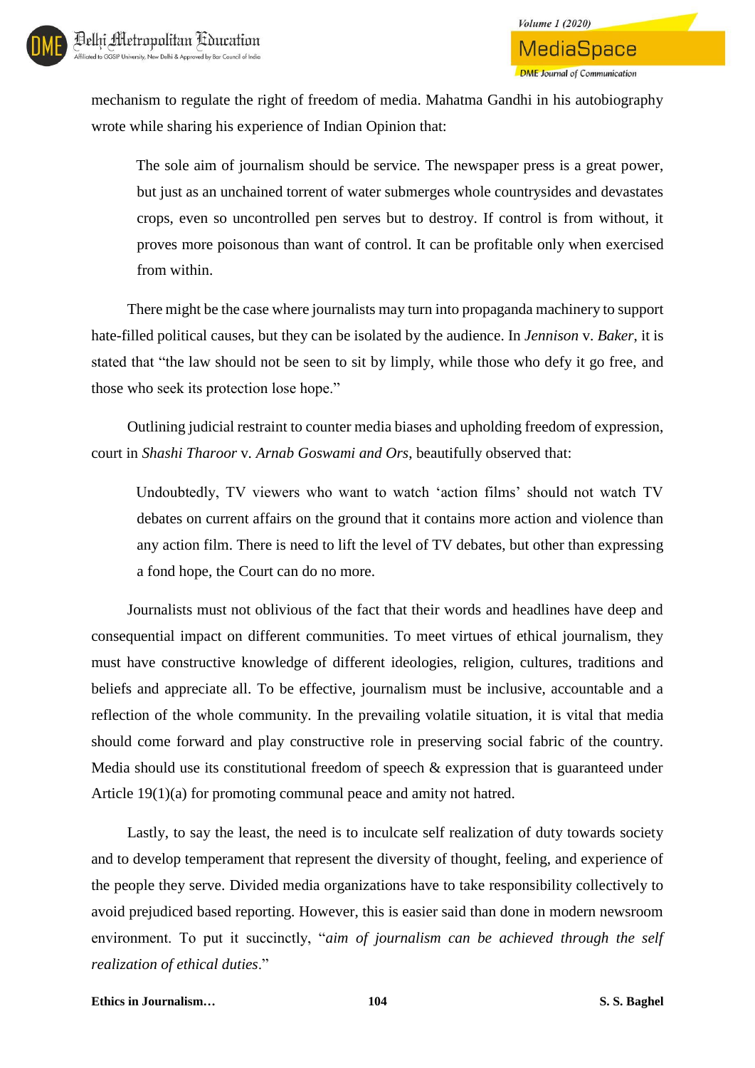mechanism to regulate the right of freedom of media. Mahatma Gandhi in his autobiography wrote while sharing his experience of Indian Opinion that:

> The sole aim of journalism should be service. The newspaper press is a great power, but just as an unchained torrent of water submerges whole countrysides and devastates crops, even so uncontrolled pen serves but to destroy. If control is from without, it proves more poisonous than want of control. It can be profitable only when exercised from within.

There might be the case where journalists may turn into propaganda machinery to support hate-filled political causes, but they can be isolated by the audience. In *Jennison* v. *Baker*, it is stated that "the law should not be seen to sit by limply, while those who defy it go free, and those who seek its protection lose hope."

Outlining judicial restraint to counter media biases and upholding freedom of expression, court in *Shashi Tharoor* v. *Arnab Goswami and Ors*, beautifully observed that:

> Undoubtedly, TV viewers who want to watch 'action films' should not watch TV debates on current affairs on the ground that it contains more action and violence than any action film. There is need to lift the level of TV debates, but other than expressing a fond hope, the Court can do no more.

Journalists must not oblivious of the fact that their words and headlines have deep and consequential impact on different communities. To meet virtues of ethical journalism, they must have constructive knowledge of different ideologies, religion, cultures, traditions and beliefs and appreciate all. To be effective, journalism must be inclusive, accountable and a reflection of the whole community. In the prevailing volatile situation, it is vital that media should come forward and play constructive role in preserving social fabric of the country. Media should use its constitutional freedom of speech & expression that is guaranteed under Article 19(1)(a) for promoting communal peace and amity not hatred.

Lastly, to say the least, the need is to inculcate self realization of duty towards society and to develop temperament that represent the diversity of thought, feeling, and experience of the people they serve. Divided media organizations have to take responsibility collectively to avoid prejudiced based reporting. However, this is easier said than done in modern newsroom environment. To put it succinctly, "*aim of journalism can be achieved through the self realization of ethical duties*."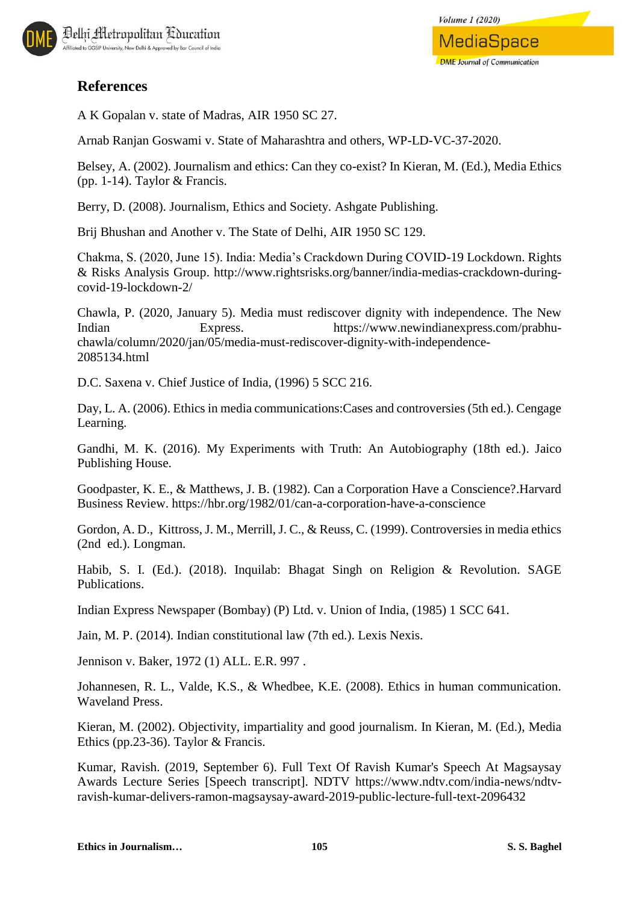## References

A K Gopalan v. state of Madras, AIR 1950 SC 27.

Arnab Ranjan Goswami v. State of Maharashtra and others, WP-LD-VC-37-2020.

Belsey, A. (2002). Journalism and ethics: Can they co-exist? In Kieran, M. (Ed.), Media Ethics (pp. 1-14). Taylor & Francis.

Berry, D. (2008). Journalism, Ethics and Society. Ashgate Publishing.

Brij Bhushan and Another v. The State of Delhi, AIR 1950 SC 129.

Chakma, S. (2020, June 15). India: Media's Crackdown During COVID-19 Lockdown. Rights & Risks Analysis Group. http://www.rightsrisks.org/banner/india-medias-crackdown-during-covid-19-lockdown-2/

Chawla, P. (2020, January 5). Media must rediscover dignity with independence. The New Indian Express. https://www.newindianexpress.com/prabhu-chawla/column/2020/jan/05/media-must-rediscover-dignity-with-independence-2085134.html

D.C. Saxena v. Chief Justice of India, (1996) 5 SCC 216.

Day, L. A. (2006). Ethics in media communications:Cases and controversies (5th ed.). Cengage Learning.

Gandhi, M. K. (2016). My Experiments with Truth: An Autobiography (18th ed.). Jaico Publishing House.

Goodpaster, K. E., & Matthews, J. B. (1982). Can a Corporation Have a Conscience?.Harvard Business Review. https://hbr.org/1982/01/can-a-corporation-have-a-conscience

Gordon, A. D., Kittross, J. M., Merrill, J. C., & Reuss, C. (1999). Controversies in media ethics (2nd ed.). Longman.

Habib, S. I. (Ed.). (2018). Inquilab: Bhagat Singh on Religion & Revolution. SAGE Publications.

Indian Express Newspaper (Bombay) (P) Ltd. v. Union of India, (1985) 1 SCC 641.

Jain, M. P. (2014). Indian constitutional law (7th ed.). Lexis Nexis.

Jennison v. Baker, 1972 (1) ALL. E.R. 997 .

Johannesen, R. L., Valde, K.S., & Whedbee, K.E. (2008). Ethics in human communication. Waveland Press.

Kieran, M. (2002). Objectivity, impartiality and good journalism. In Kieran, M. (Ed.), Media Ethics (pp.23-36). Taylor & Francis.

Kumar, Ravish. (2019, September 6). Full Text Of Ravish Kumar's Speech At Magsaysay Awards Lecture Series [Speech transcript]. NDTV https://www.ndtv.com/india-news/ndtv-ravish-kumar-delivers-ramon-magsaysay-award-2019-public-lecture-full-text-2096432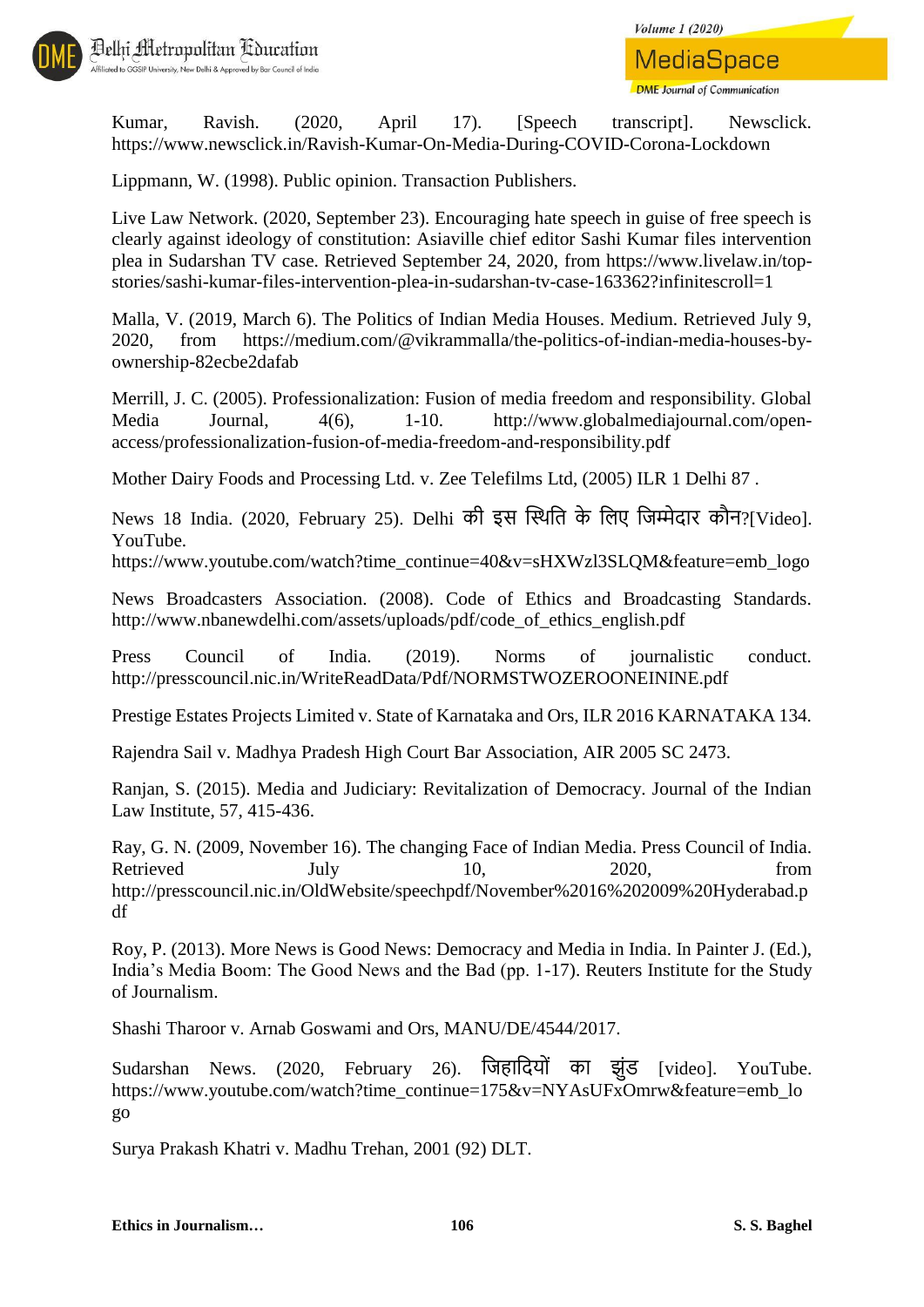Kumar, Ravish. (2020, April 17). [Speech transcript]. Newsclick. https://www.newsclick.in/Ravish-Kumar-On-Media-During-COVID-Corona-Lockdown

Lippmann, W. (1998). Public opinion. Transaction Publishers.

Live Law Network. (2020, September 23). Encouraging hate speech in guise of free speech is clearly against ideology of constitution: Asiaville chief editor Sashi Kumar files intervention plea in Sudarshan TV case. Retrieved September 24, 2020, from https://www.livelaw.in/top-stories/sashi-kumar-files-intervention-plea-in-sudarshan-tv-case-163362?infinitescroll=1

Malla, V. (2019, March 6). The Politics of Indian Media Houses. Medium. Retrieved July 9, 2020, from https://medium.com/@vikrammalla/the-politics-of-indian-media-houses-by-ownership-82ecbe2dafab

Merrill, J. C. (2005). Professionalization: Fusion of media freedom and responsibility. Global Media Journal, 4(6), 1-10. http://www.globalmediajournal.com/open-access/professionalization-fusion-of-media-freedom-and-responsibility.pdf

Mother Dairy Foods and Processing Ltd. v. Zee Telefilms Ltd, (2005) ILR 1 Delhi 87 .

News 18 India. (2020, February 25). Delhi की इस स्थिति के लिए जिम्मेदार कौन?[Video]. YouTube. https://www.youtube.com/watch?time_continue=40&v=sHXWzl3SLQM&feature=emb_logo

News Broadcasters Association. (2008). Code of Ethics and Broadcasting Standards. http://www.nbanewdelhi.com/assets/uploads/pdf/code_of_ethics_english.pdf

Press Council of India. (2019). Norms of journalistic conduct. http://presscouncil.nic.in/WriteReadData/Pdf/NORMSTWOZEROONEININE.pdf

Prestige Estates Projects Limited v. State of Karnataka and Ors, ILR 2016 KARNATAKA 134.

Rajendra Sail v. Madhya Pradesh High Court Bar Association, AIR 2005 SC 2473.

Ranjan, S. (2015). Media and Judiciary: Revitalization of Democracy. Journal of the Indian Law Institute, 57, 415-436.

Ray, G. N. (2009, November 16). The changing Face of Indian Media. Press Council of India. Retrieved July 10, 2020, from http://presscouncil.nic.in/OldWebsite/speechpdf/November%2016%202009%20Hyderabad.pdf

Roy, P. (2013). More News is Good News: Democracy and Media in India. In Painter J. (Ed.), India's Media Boom: The Good News and the Bad (pp. 1-17). Reuters Institute for the Study of Journalism.

Shashi Tharoor v. Arnab Goswami and Ors, MANU/DE/4544/2017.

Sudarshan News. (2020, February 26). जिहादियों का झुंड [video]. YouTube. https://www.youtube.com/watch?time_continue=175&v=NYAsUFxOmrw&feature=emb_logo

Surya Prakash Khatri v. Madhu Trehan, 2001 (92) DLT.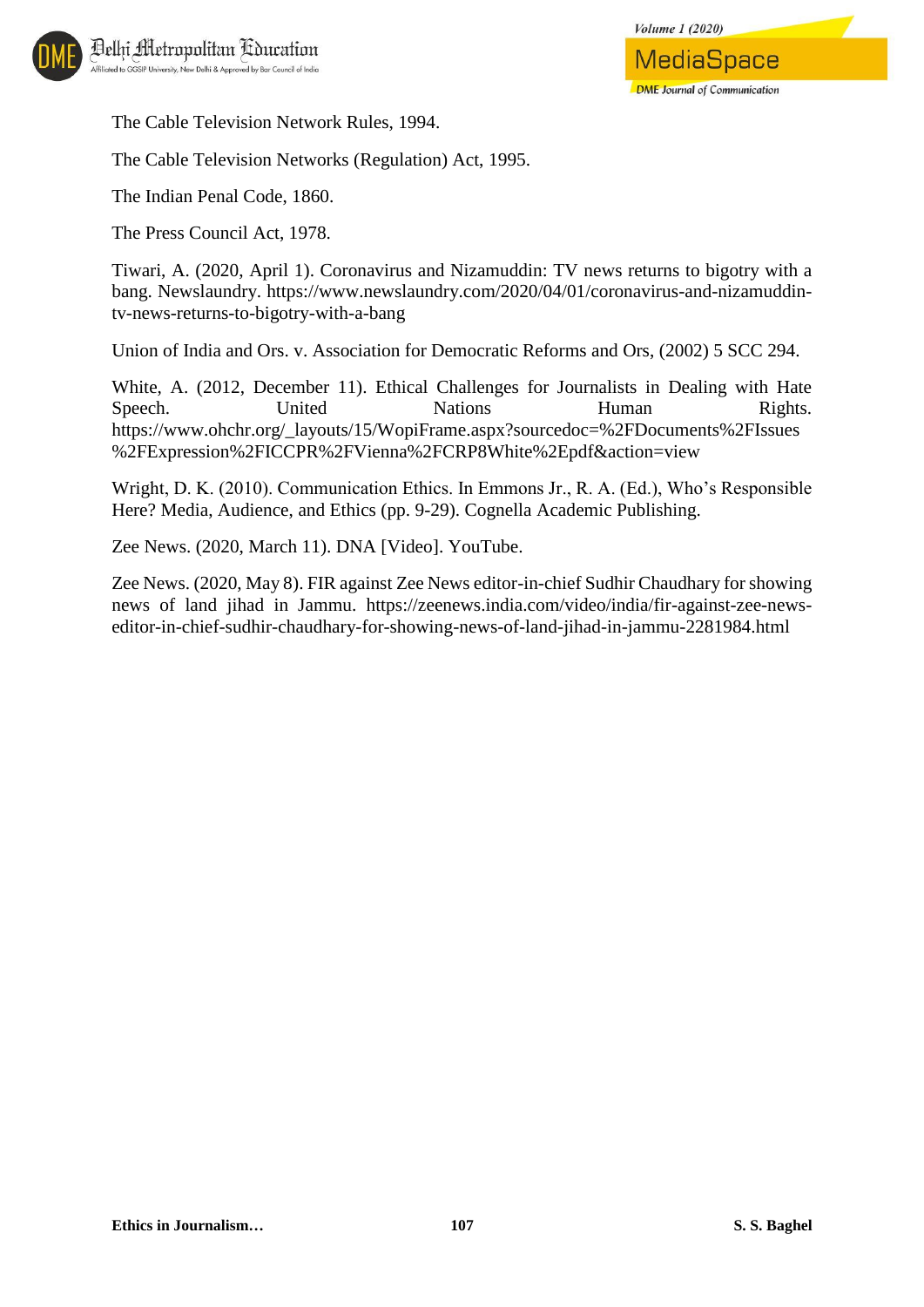The Cable Television Network Rules, 1994.

The Cable Television Networks (Regulation) Act, 1995.

The Indian Penal Code, 1860.

The Press Council Act, 1978.

Tiwari, A. (2020, April 1). Coronavirus and Nizamuddin: TV news returns to bigotry with a bang. Newslaundry. https://www.newslaundry.com/2020/04/01/coronavirus-and-nizamuddin-tv-news-returns-to-bigotry-with-a-bang

Union of India and Ors. v. Association for Democratic Reforms and Ors, (2002) 5 SCC 294.

White, A. (2012, December 11). Ethical Challenges for Journalists in Dealing with Hate Speech. United Nations Human Rights. https://www.ohchr.org/_layouts/15/WopiFrame.aspx?sourcedoc=%2FDocuments%2FIssues%2FExpression%2FICCPR%2FVienna%2FCRP8White%2Epdf&action=view

Wright, D. K. (2010). Communication Ethics. In Emmons Jr., R. A. (Ed.), Who's Responsible Here? Media, Audience, and Ethics (pp. 9-29). Cognella Academic Publishing.

Zee News. (2020, March 11). DNA [Video]. YouTube.

Zee News. (2020, May 8). FIR against Zee News editor-in-chief Sudhir Chaudhary for showing news of land jihad in Jammu. https://zeenews.india.com/video/india/fir-against-zee-news-editor-in-chief-sudhir-chaudhary-for-showing-news-of-land-jihad-in-jammu-2281984.html